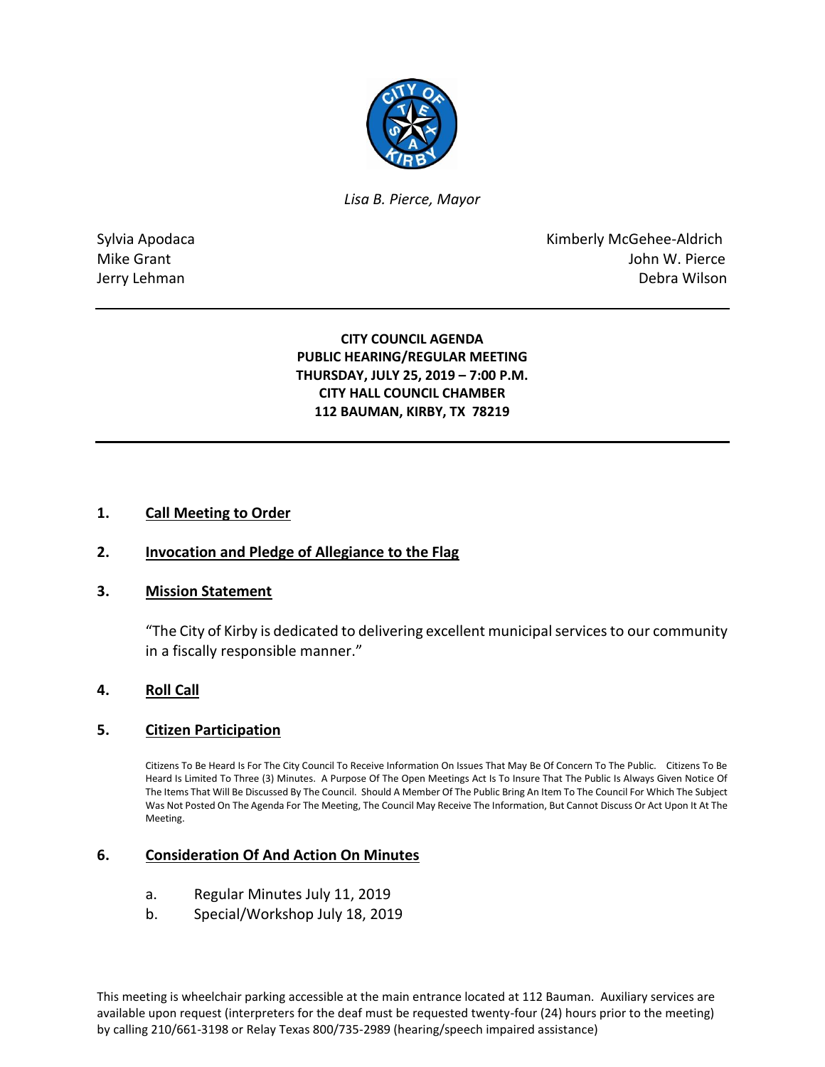*Lisa B. Pierce, Mayor*

Sylvia Apodaca
Mike Grant
Jerry Lehman

Kimberly McGehee-Aldrich
John W. Pierce
Debra Wilson

**CITY COUNCIL AGENDA**
**PUBLIC HEARING/REGULAR MEETING**
**THURSDAY, JULY 25, 2019 – 7:00 P.M.**
**CITY HALL COUNCIL CHAMBER**
**112 BAUMAN, KIRBY, TX 78219**

## 1. Call Meeting to Order

## 2. Invocation and Pledge of Allegiance to the Flag

## 3. Mission Statement

"The City of Kirby is dedicated to delivering excellent municipal services to our community in a fiscally responsible manner."

## 4. Roll Call

## 5. Citizen Participation

Citizens To Be Heard Is For The City Council To Receive Information On Issues That May Be Of Concern To The Public. Citizens To Be Heard Is Limited To Three (3) Minutes. A Purpose Of The Open Meetings Act Is To Insure That The Public Is Always Given Notice Of The Items That Will Be Discussed By The Council. Should A Member Of The Public Bring An Item To The Council For Which The Subject Was Not Posted On The Agenda For The Meeting, The Council May Receive The Information, But Cannot Discuss Or Act Upon It At The Meeting.

## 6. Consideration Of And Action On Minutes

a. Regular Minutes July 11, 2019
b. Special/Workshop July 18, 2019

This meeting is wheelchair parking accessible at the main entrance located at 112 Bauman. Auxiliary services are available upon request (interpreters for the deaf must be requested twenty-four (24) hours prior to the meeting) by calling 210/661-3198 or Relay Texas 800/735-2989 (hearing/speech impaired assistance)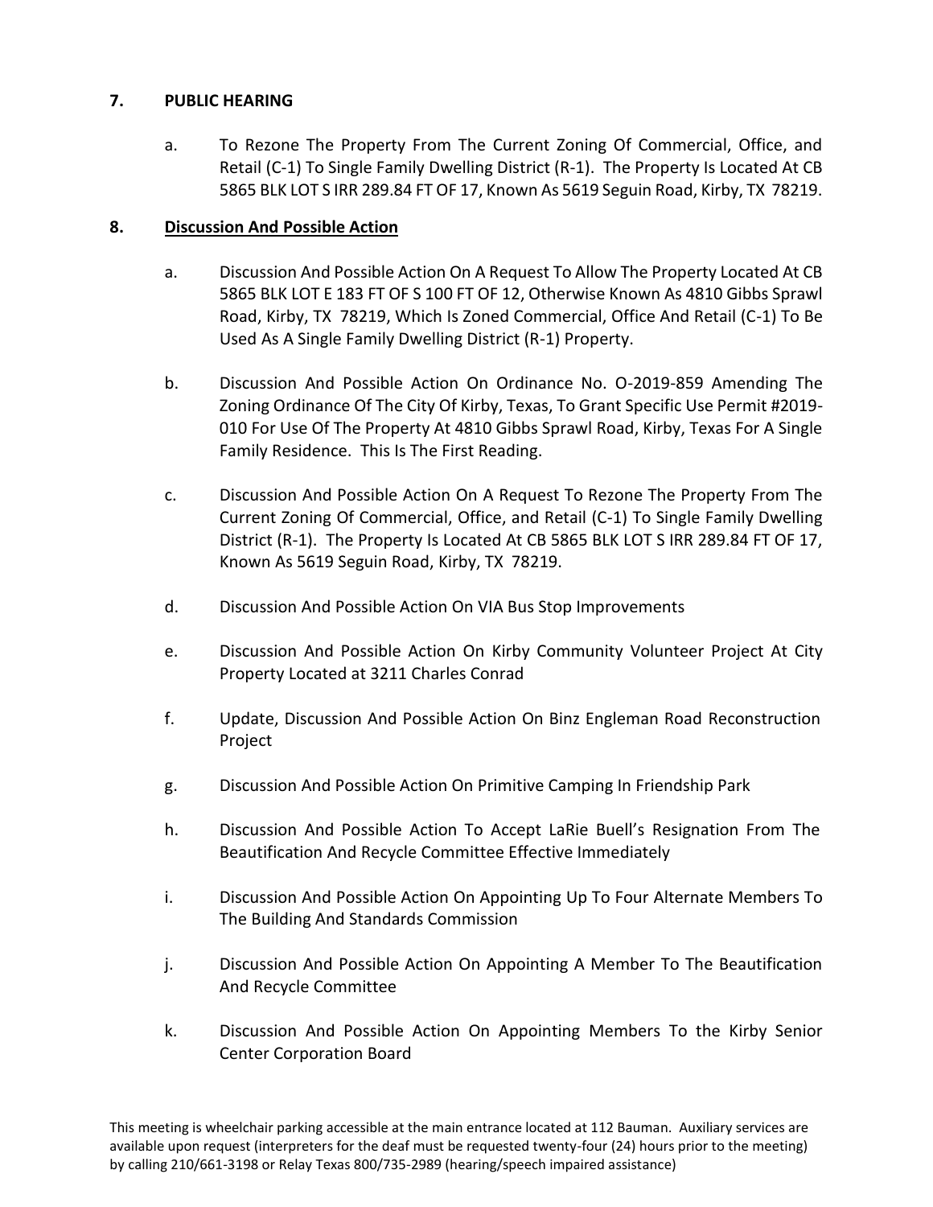## 7. PUBLIC HEARING

a. To Rezone The Property From The Current Zoning Of Commercial, Office, and Retail (C-1) To Single Family Dwelling District (R-1). The Property Is Located At CB 5865 BLK LOT S IRR 289.84 FT OF 17, Known As 5619 Seguin Road, Kirby, TX 78219.

## 8. <u>Discussion And Possible Action</u>

a. Discussion And Possible Action On A Request To Allow The Property Located At CB 5865 BLK LOT E 183 FT OF S 100 FT OF 12, Otherwise Known As 4810 Gibbs Sprawl Road, Kirby, TX 78219, Which Is Zoned Commercial, Office And Retail (C-1) To Be Used As A Single Family Dwelling District (R-1) Property.

b. Discussion And Possible Action On Ordinance No. O-2019-859 Amending The Zoning Ordinance Of The City Of Kirby, Texas, To Grant Specific Use Permit #2019-010 For Use Of The Property At 4810 Gibbs Sprawl Road, Kirby, Texas For A Single Family Residence. This Is The First Reading.

c. Discussion And Possible Action On A Request To Rezone The Property From The Current Zoning Of Commercial, Office, and Retail (C-1) To Single Family Dwelling District (R-1). The Property Is Located At CB 5865 BLK LOT S IRR 289.84 FT OF 17, Known As 5619 Seguin Road, Kirby, TX 78219.

d. Discussion And Possible Action On VIA Bus Stop Improvements

e. Discussion And Possible Action On Kirby Community Volunteer Project At City Property Located at 3211 Charles Conrad

f. Update, Discussion And Possible Action On Binz Engleman Road Reconstruction Project

g. Discussion And Possible Action On Primitive Camping In Friendship Park

h. Discussion And Possible Action To Accept LaRie Buell's Resignation From The Beautification And Recycle Committee Effective Immediately

i. Discussion And Possible Action On Appointing Up To Four Alternate Members To The Building And Standards Commission

j. Discussion And Possible Action On Appointing A Member To The Beautification And Recycle Committee

k. Discussion And Possible Action On Appointing Members To the Kirby Senior Center Corporation Board

This meeting is wheelchair parking accessible at the main entrance located at 112 Bauman. Auxiliary services are available upon request (interpreters for the deaf must be requested twenty-four (24) hours prior to the meeting) by calling 210/661-3198 or Relay Texas 800/735-2989 (hearing/speech impaired assistance)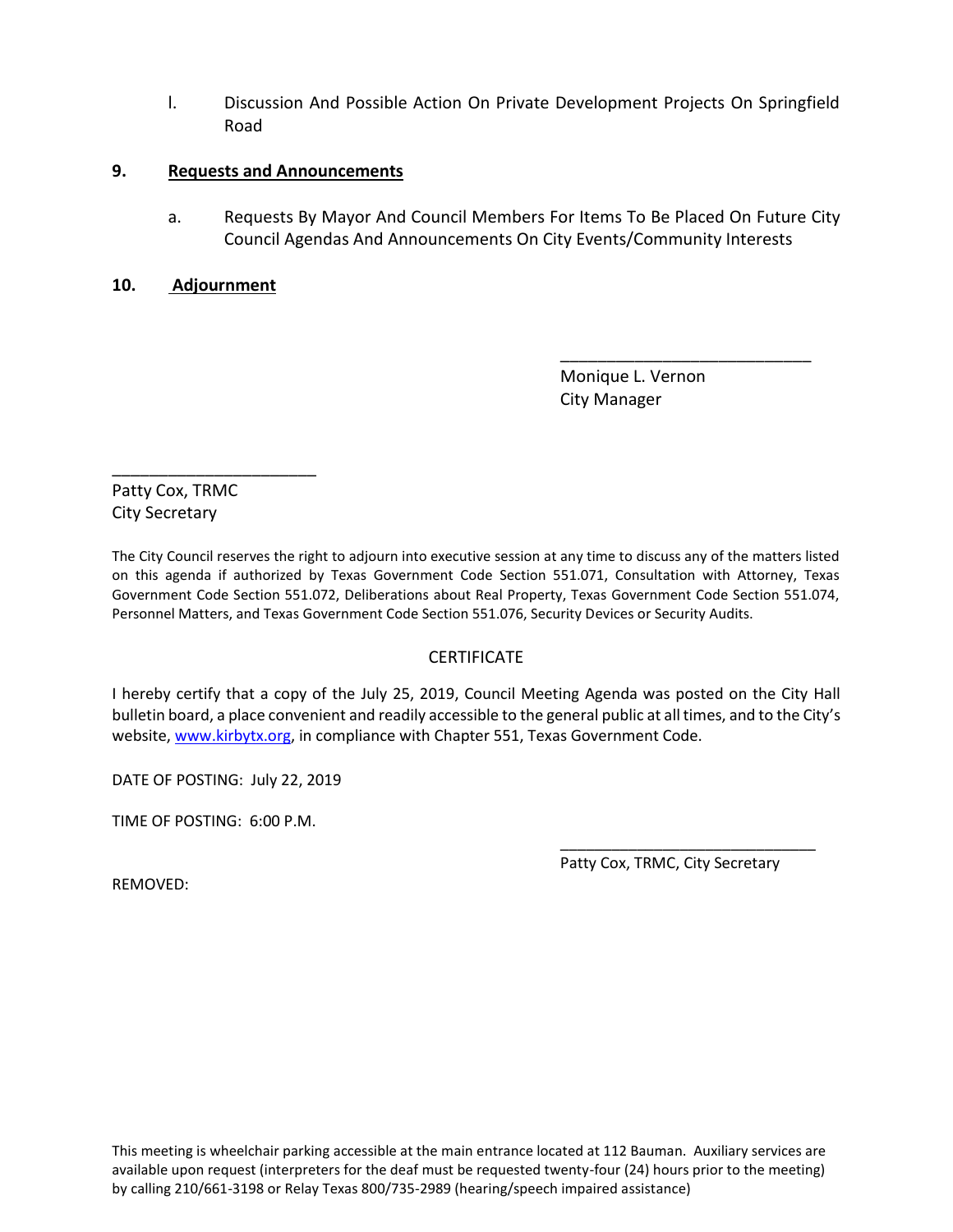l. Discussion And Possible Action On Private Development Projects On Springfield Road

**9. Requests and Announcements**

a. Requests By Mayor And Council Members For Items To Be Placed On Future City Council Agendas And Announcements On City Events/Community Interests

**10. Adjournment**

___________________________
Monique L. Vernon
City Manager

___________________________
Patty Cox, TRMC
City Secretary

The City Council reserves the right to adjourn into executive session at any time to discuss any of the matters listed on this agenda if authorized by Texas Government Code Section 551.071, Consultation with Attorney, Texas Government Code Section 551.072, Deliberations about Real Property, Texas Government Code Section 551.074, Personnel Matters, and Texas Government Code Section 551.076, Security Devices or Security Audits.

CERTIFICATE

I hereby certify that a copy of the July 25, 2019, Council Meeting Agenda was posted on the City Hall bulletin board, a place convenient and readily accessible to the general public at all times, and to the City's website, www.kirbytx.org, in compliance with Chapter 551, Texas Government Code.

DATE OF POSTING: July 22, 2019

TIME OF POSTING: 6:00 P.M.

___________________________
Patty Cox, TRMC, City Secretary

REMOVED:

This meeting is wheelchair parking accessible at the main entrance located at 112 Bauman. Auxiliary services are available upon request (interpreters for the deaf must be requested twenty-four (24) hours prior to the meeting) by calling 210/661-3198 or Relay Texas 800/735-2989 (hearing/speech impaired assistance)